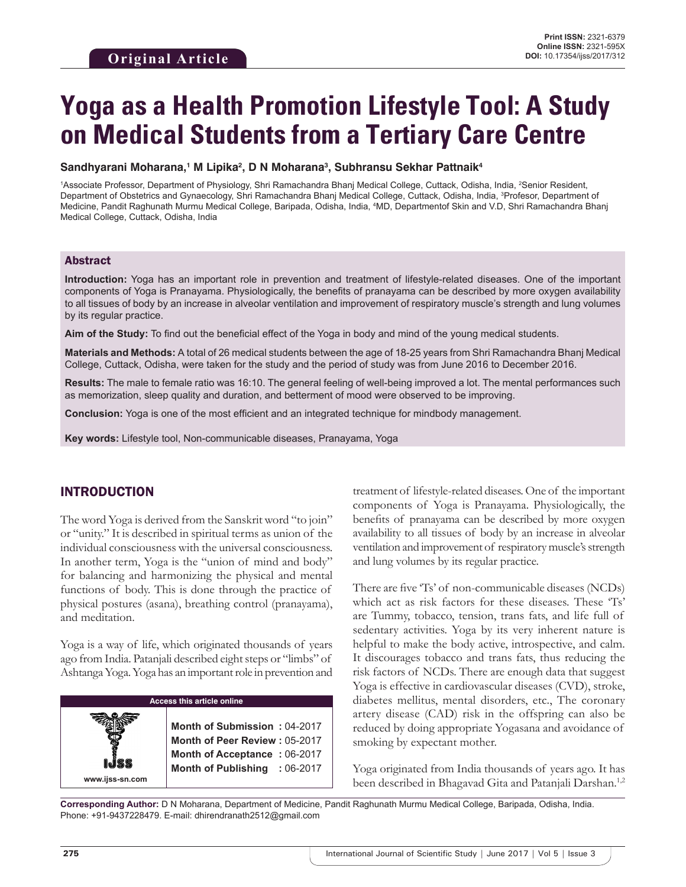Original Article

**Print ISSN:** 2321-6379
**Online ISSN:** 2321-595X
**DOI:** 10.17354/ijss/2017/312

# Yoga as a Health Promotion Lifestyle Tool: A Study on Medical Students from a Tertiary Care Centre

**Sandhyarani Moharana,[1] M Lipika[2], D N Moharana[3], Subhransu Sekhar Pattnaik[4]**

[1]Associate Professor, Department of Physiology, Shri Ramachandra Bhanj Medical College, Cuttack, Odisha, India, [2]Senior Resident, Department of Obstetrics and Gynaecology, Shri Ramachandra Bhanj Medical College, Cuttack, Odisha, India, [3]Profesor, Department of Medicine, Pandit Raghunath Murmu Medical College, Baripada, Odisha, India, [4]MD, Departmentof Skin and V.D, Shri Ramachandra Bhanj Medical College, Cuttack, Odisha, India

## Abstract

**Introduction:** Yoga has an important role in prevention and treatment of lifestyle-related diseases. One of the important components of Yoga is Pranayama. Physiologically, the benefits of pranayama can be described by more oxygen availability to all tissues of body by an increase in alveolar ventilation and improvement of respiratory muscle's strength and lung volumes by its regular practice.

**Aim of the Study:** To find out the beneficial effect of the Yoga in body and mind of the young medical students.

**Materials and Methods:** A total of 26 medical students between the age of 18-25 years from Shri Ramachandra Bhanj Medical College, Cuttack, Odisha, were taken for the study and the period of study was from June 2016 to December 2016.

**Results:** The male to female ratio was 16:10. The general feeling of well-being improved a lot. The mental performances such as memorization, sleep quality and duration, and betterment of mood were observed to be improving.

**Conclusion:** Yoga is one of the most efficient and an integrated technique for mindbody management.

**Key words:** Lifestyle tool, Non-communicable diseases, Pranayama, Yoga

## INTRODUCTION

The word Yoga is derived from the Sanskrit word "to join" or "unity." It is described in spiritual terms as union of the individual consciousness with the universal consciousness. In another term, Yoga is the "union of mind and body" for balancing and harmonizing the physical and mental functions of body. This is done through the practice of physical postures (asana), breathing control (pranayama), and meditation.

Yoga is a way of life, which originated thousands of years ago from India. Patanjali described eight steps or "limbs" of Ashtanga Yoga. Yoga has an important role in prevention and treatment of lifestyle-related diseases. One of the important components of Yoga is Pranayama. Physiologically, the benefits of pranayama can be described by more oxygen availability to all tissues of body by an increase in alveolar ventilation and improvement of respiratory muscle's strength and lung volumes by its regular practice.

There are five 'Ts' of non-communicable diseases (NCDs) which act as risk factors for these diseases. These 'Ts' are Tummy, tobacco, tension, trans fats, and life full of sedentary activities. Yoga by its very inherent nature is helpful to make the body active, introspective, and calm. It discourages tobacco and trans fats, thus reducing the risk factors of NCDs. There are enough data that suggest Yoga is effective in cardiovascular diseases (CVD), stroke, diabetes mellitus, mental disorders, etc., The coronary artery disease (CAD) risk in the offspring can also be reduced by doing appropriate Yogasana and avoidance of smoking by expectant mother.

Yoga originated from India thousands of years ago. It has been described in Bhagavad Gita and Patanjali Darshan.[1,2]

| Access this article online | |
|---|---|
| www.ijss-sn.com | **Month of Submission :** 04-2017<br>**Month of Peer Review :** 05-2017<br>**Month of Acceptance :** 06-2017<br>**Month of Publishing :** 06-2017 |

**Corresponding Author:** D N Moharana, Department of Medicine, Pandit Raghunath Murmu Medical College, Baripada, Odisha, India. Phone: +91-9437228479. E-mail: dhirendranath2512@gmail.com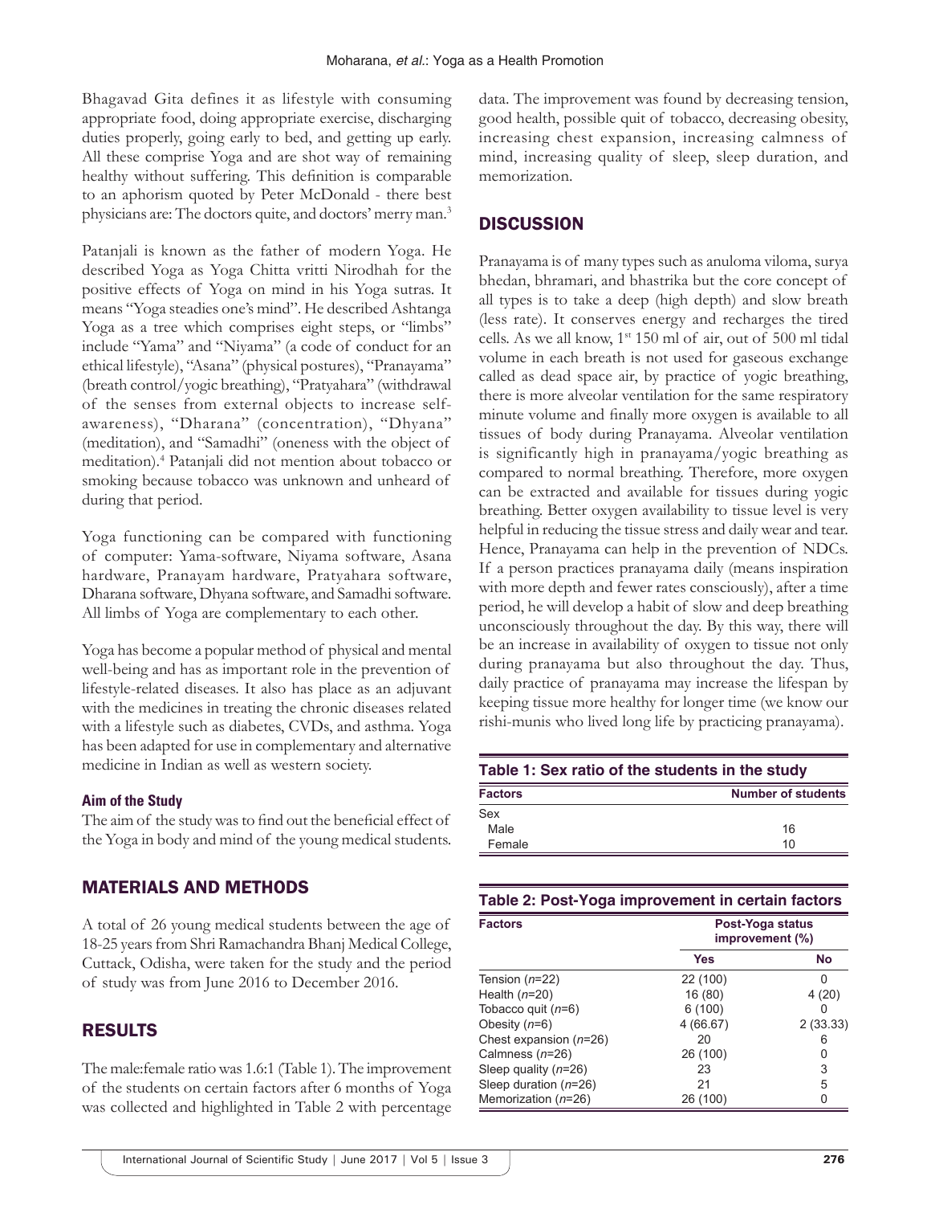Bhagavad Gita defines it as lifestyle with consuming appropriate food, doing appropriate exercise, discharging duties properly, going early to bed, and getting up early. All these comprise Yoga and are shot way of remaining healthy without suffering. This definition is comparable to an aphorism quoted by Peter McDonald - there best physicians are: The doctors quite, and doctors' merry man.[3]

Patanjali is known as the father of modern Yoga. He described Yoga as Yoga Chitta vritti Nirodhah for the positive effects of Yoga on mind in his Yoga sutras. It means "Yoga steadies one's mind". He described Ashtanga Yoga as a tree which comprises eight steps, or "limbs" include "Yama" and "Niyama" (a code of conduct for an ethical lifestyle), "Asana" (physical postures), "Pranayama" (breath control/yogic breathing), "Pratyahara" (withdrawal of the senses from external objects to increase self-awareness), "Dharana" (concentration), "Dhyana" (meditation), and "Samadhi" (oneness with the object of meditation).[4] Patanjali did not mention about tobacco or smoking because tobacco was unknown and unheard of during that period.

Yoga functioning can be compared with functioning of computer: Yama-software, Niyama software, Asana hardware, Pranayam hardware, Pratyahara software, Dharana software, Dhyana software, and Samadhi software. All limbs of Yoga are complementary to each other.

Yoga has become a popular method of physical and mental well-being and has as important role in the prevention of lifestyle-related diseases. It also has place as an adjuvant with the medicines in treating the chronic diseases related with a lifestyle such as diabetes, CVDs, and asthma. Yoga has been adapted for use in complementary and alternative medicine in Indian as well as western society.

### Aim of the Study

The aim of the study was to find out the beneficial effect of the Yoga in body and mind of the young medical students.

## MATERIALS AND METHODS

A total of 26 young medical students between the age of 18-25 years from Shri Ramachandra Bhanj Medical College, Cuttack, Odisha, were taken for the study and the period of study was from June 2016 to December 2016.

## RESULTS

The male:female ratio was 1.6:1 (Table 1). The improvement of the students on certain factors after 6 months of Yoga was collected and highlighted in Table 2 with percentage data. The improvement was found by decreasing tension, good health, possible quit of tobacco, decreasing obesity, increasing chest expansion, increasing calmness of mind, increasing quality of sleep, sleep duration, and memorization.

## DISCUSSION

Pranayama is of many types such as anuloma viloma, surya bhedan, bhramari, and bhastrika but the core concept of all types is to take a deep (high depth) and slow breath (less rate). It conserves energy and recharges the tired cells. As we all know, 1st 150 ml of air, out of 500 ml tidal volume in each breath is not used for gaseous exchange called as dead space air, by practice of yogic breathing, there is more alveolar ventilation for the same respiratory minute volume and finally more oxygen is available to all tissues of body during Pranayama. Alveolar ventilation is significantly high in pranayama/yogic breathing as compared to normal breathing. Therefore, more oxygen can be extracted and available for tissues during yogic breathing. Better oxygen availability to tissue level is very helpful in reducing the tissue stress and daily wear and tear. Hence, Pranayama can help in the prevention of NDCs. If a person practices pranayama daily (means inspiration with more depth and fewer rates consciously), after a time period, he will develop a habit of slow and deep breathing unconsciously throughout the day. By this way, there will be an increase in availability of oxygen to tissue not only during pranayama but also throughout the day. Thus, daily practice of pranayama may increase the lifespan by keeping tissue more healthy for longer time (we know our rishi-munis who lived long life by practicing pranayama).

**Table 1: Sex ratio of the students in the study**

| Factors | Number of students |
|---|---|
| Sex | |
| Male | 16 |
| Female | 10 |

**Table 2: Post-Yoga improvement in certain factors**

| Factors | Post-Yoga status improvement (%) | |
|---|---|---|
| | Yes | No |
| Tension (*n*=22) | 22 (100) | 0 |
| Health (*n*=20) | 16 (80) | 4 (20) |
| Tobacco quit (*n*=6) | 6 (100) | 0 |
| Obesity (*n*=6) | 4 (66.67) | 2 (33.33) |
| Chest expansion (*n*=26) | 20 | 6 |
| Calmness (*n*=26) | 26 (100) | 0 |
| Sleep quality (*n*=26) | 23 | 3 |
| Sleep duration (*n*=26) | 21 | 5 |
| Memorization (*n*=26) | 26 (100) | 0 |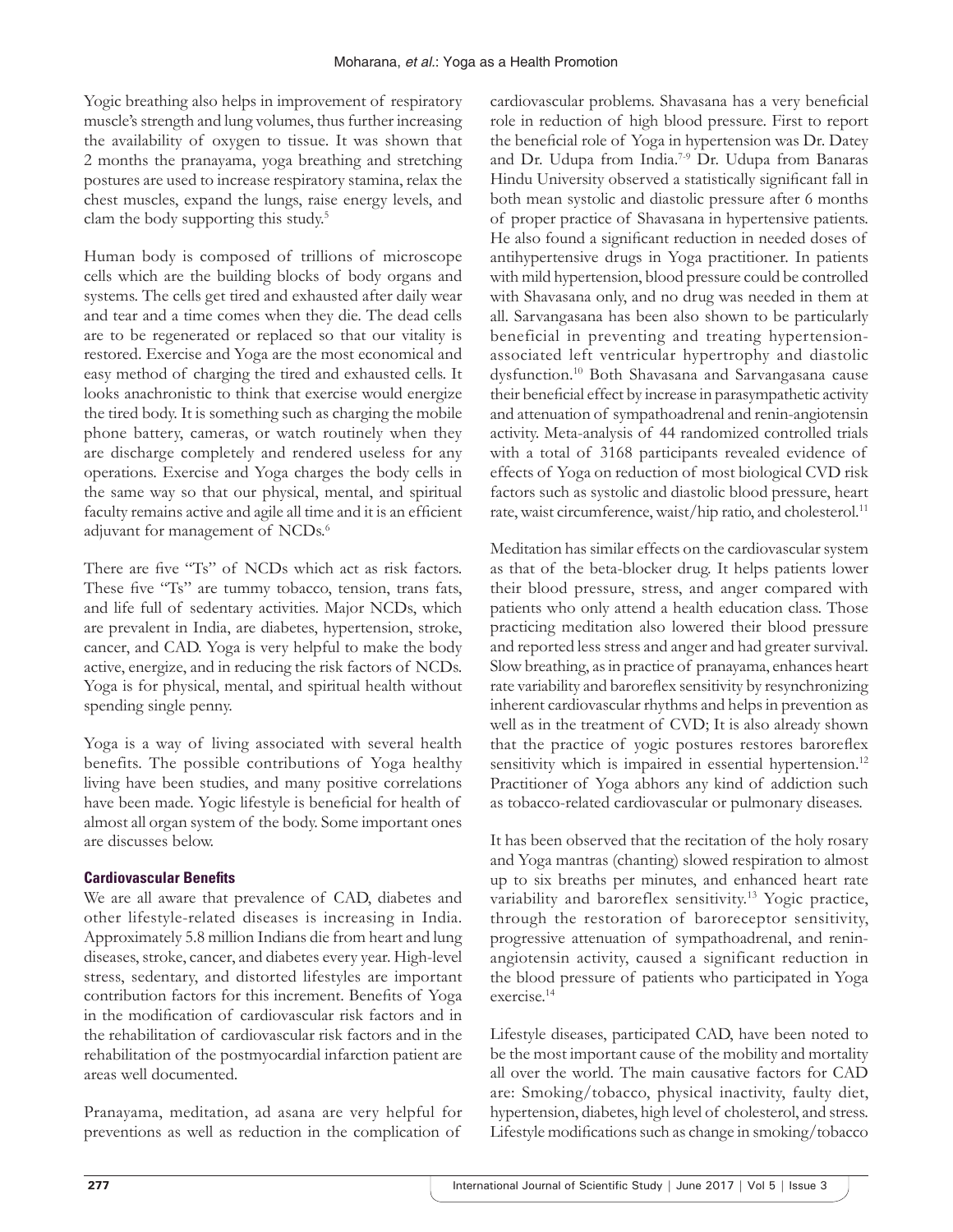Yogic breathing also helps in improvement of respiratory muscle's strength and lung volumes, thus further increasing the availability of oxygen to tissue. It was shown that 2 months the pranayama, yoga breathing and stretching postures are used to increase respiratory stamina, relax the chest muscles, expand the lungs, raise energy levels, and clam the body supporting this study.[5]

Human body is composed of trillions of microscope cells which are the building blocks of body organs and systems. The cells get tired and exhausted after daily wear and tear and a time comes when they die. The dead cells are to be regenerated or replaced so that our vitality is restored. Exercise and Yoga are the most economical and easy method of charging the tired and exhausted cells. It looks anachronistic to think that exercise would energize the tired body. It is something such as charging the mobile phone battery, cameras, or watch routinely when they are discharge completely and rendered useless for any operations. Exercise and Yoga charges the body cells in the same way so that our physical, mental, and spiritual faculty remains active and agile all time and it is an efficient adjuvant for management of NCDs.[6]

There are five "Ts" of NCDs which act as risk factors. These five "Ts" are tummy tobacco, tension, trans fats, and life full of sedentary activities. Major NCDs, which are prevalent in India, are diabetes, hypertension, stroke, cancer, and CAD. Yoga is very helpful to make the body active, energize, and in reducing the risk factors of NCDs. Yoga is for physical, mental, and spiritual health without spending single penny.

Yoga is a way of living associated with several health benefits. The possible contributions of Yoga healthy living have been studies, and many positive correlations have been made. Yogic lifestyle is beneficial for health of almost all organ system of the body. Some important ones are discusses below.

### Cardiovascular Benefits

We are all aware that prevalence of CAD, diabetes and other lifestyle-related diseases is increasing in India. Approximately 5.8 million Indians die from heart and lung diseases, stroke, cancer, and diabetes every year. High-level stress, sedentary, and distorted lifestyles are important contribution factors for this increment. Benefits of Yoga in the modification of cardiovascular risk factors and in the rehabilitation of cardiovascular risk factors and in the rehabilitation of the postmyocardial infarction patient are areas well documented.

Pranayama, meditation, ad asana are very helpful for preventions as well as reduction in the complication of cardiovascular problems. Shavasana has a very beneficial role in reduction of high blood pressure. First to report the beneficial role of Yoga in hypertension was Dr. Datey and Dr. Udupa from India.[7-9] Dr. Udupa from Banaras Hindu University observed a statistically significant fall in both mean systolic and diastolic pressure after 6 months of proper practice of Shavasana in hypertensive patients. He also found a significant reduction in needed doses of antihypertensive drugs in Yoga practitioner. In patients with mild hypertension, blood pressure could be controlled with Shavasana only, and no drug was needed in them at all. Sarvangasana has been also shown to be particularly beneficial in preventing and treating hypertension-associated left ventricular hypertrophy and diastolic dysfunction.[10] Both Shavasana and Sarvangasana cause their beneficial effect by increase in parasympathetic activity and attenuation of sympathoadrenal and renin-angiotensin activity. Meta-analysis of 44 randomized controlled trials with a total of 3168 participants revealed evidence of effects of Yoga on reduction of most biological CVD risk factors such as systolic and diastolic blood pressure, heart rate, waist circumference, waist/hip ratio, and cholesterol.[11]

Meditation has similar effects on the cardiovascular system as that of the beta-blocker drug. It helps patients lower their blood pressure, stress, and anger compared with patients who only attend a health education class. Those practicing meditation also lowered their blood pressure and reported less stress and anger and had greater survival. Slow breathing, as in practice of pranayama, enhances heart rate variability and baroreflex sensitivity by resynchronizing inherent cardiovascular rhythms and helps in prevention as well as in the treatment of CVD; It is also already shown that the practice of yogic postures restores baroreflex sensitivity which is impaired in essential hypertension.[12] Practitioner of Yoga abhors any kind of addiction such as tobacco-related cardiovascular or pulmonary diseases.

It has been observed that the recitation of the holy rosary and Yoga mantras (chanting) slowed respiration to almost up to six breaths per minute, and enhanced heart rate variability and baroreflex sensitivity.[13] Yogic practice, through the restoration of baroreceptor sensitivity, progressive attenuation of sympathoadrenal, and renin-angiotensin activity, caused a significant reduction in the blood pressure of patients who participated in Yoga exercise.[14]

Lifestyle diseases, participated CAD, have been noted to be the most important cause of the mobility and mortality all over the world. The main causative factors for CAD are: Smoking/tobacco, physical inactivity, faulty diet, hypertension, diabetes, high level of cholesterol, and stress. Lifestyle modifications such as change in smoking/tobacco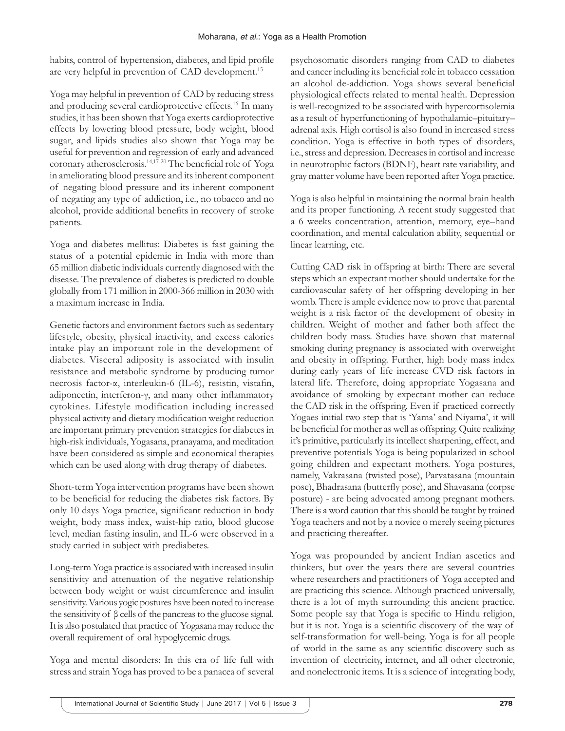habits, control of hypertension, diabetes, and lipid profile are very helpful in prevention of CAD development.[15]

Yoga may helpful in prevention of CAD by reducing stress and producing several cardioprotective effects.[16] In many studies, it has been shown that Yoga exerts cardioprotective effects by lowering blood pressure, body weight, blood sugar, and lipids studies also shown that Yoga may be useful for prevention and regression of early and advanced coronary atherosclerosis.[14,17-20] The beneficial role of Yoga in ameliorating blood pressure and its inherent component of negating blood pressure and its inherent component of negating any type of addiction, i.e., no tobacco and no alcohol, provide additional benefits in recovery of stroke patients.

Yoga and diabetes mellitus: Diabetes is fast gaining the status of a potential epidemic in India with more than 65 million diabetic individuals currently diagnosed with the disease. The prevalence of diabetes is predicted to double globally from 171 million in 2000-366 million in 2030 with a maximum increase in India.

Genetic factors and environment factors such as sedentary lifestyle, obesity, physical inactivity, and excess calories intake play an important role in the development of diabetes. Visceral adiposity is associated with insulin resistance and metabolic syndrome by producing tumor necrosis factor-α, interleukin-6 (IL-6), resistin, vistafin, adiponectin, interferon-γ, and many other inflammatory cytokines. Lifestyle modification including increased physical activity and dietary modification weight reduction are important primary prevention strategies for diabetes in high-risk individuals, Yogasana, pranayama, and meditation have been considered as simple and economical therapies which can be used along with drug therapy of diabetes.

Short-term Yoga intervention programs have been shown to be beneficial for reducing the diabetes risk factors. By only 10 days Yoga practice, significant reduction in body weight, body mass index, waist-hip ratio, blood glucose level, median fasting insulin, and IL-6 were observed in a study carried in subject with prediabetes.

Long-term Yoga practice is associated with increased insulin sensitivity and attenuation of the negative relationship between body weight or waist circumference and insulin sensitivity. Various yogic postures have been noted to increase the sensitivity of β cells of the pancreas to the glucose signal. It is also postulated that practice of Yogasana may reduce the overall requirement of oral hypoglycemic drugs.

Yoga and mental disorders: In this era of life full with stress and strain Yoga has proved to be a panacea of several psychosomatic disorders ranging from CAD to diabetes and cancer including its beneficial role in tobacco cessation an alcohol de-addiction. Yoga shows several beneficial physiological effects related to mental health. Depression is well-recognized to be associated with hypercortisolemia as a result of hyperfunctioning of hypothalamic–pituitary–adrenal axis. High cortisol is also found in increased stress condition. Yoga is effective in both types of disorders, i.e., stress and depression. Decreases in cortisol and increase in neurotrophic factors (BDNF), heart rate variability, and gray matter volume have been reported after Yoga practice.

Yoga is also helpful in maintaining the normal brain health and its proper functioning. A recent study suggested that a 6 weeks concentration, attention, memory, eye–hand coordination, and mental calculation ability, sequential or linear learning, etc.

Cutting CAD risk in offspring at birth: There are several steps which an expectant mother should undertake for the cardiovascular safety of her offspring developing in her womb. There is ample evidence now to prove that parental weight is a risk factor of the development of obesity in children. Weight of mother and father both affect the children body mass. Studies have shown that maternal smoking during pregnancy is associated with overweight and obesity in offspring. Further, high body mass index during early years of life increase CVD risk factors in lateral life. Therefore, doing appropriate Yogasana and avoidance of smoking by expectant mother can reduce the CAD risk in the offspring. Even if practiced correctly Yogaes initial two step that is 'Yama' and Niyama', it will be beneficial for mother as well as offspring. Quite realizing it's primitive, particularly its intellect sharpening, effect, and preventive potentials Yoga is being popularized in school going children and expectant mothers. Yoga postures, namely, Vakrasana (twisted pose), Parvatasana (mountain pose), Bhadrasana (butterfly pose), and Shavasana (corpse posture) - are being advocated among pregnant mothers. There is a word caution that this should be taught by trained Yoga teachers and not by a novice o merely seeing pictures and practicing thereafter.

Yoga was propounded by ancient Indian ascetics and thinkers, but over the years there are several countries where researchers and practitioners of Yoga accepted and are practicing this science. Although practiced universally, there is a lot of myth surrounding this ancient practice. Some people say that Yoga is specific to Hindu religion, but it is not. Yoga is a scientific discovery of the way of self-transformation for well-being. Yoga is for all people of world in the same as any scientific discovery such as invention of electricity, internet, and all other electronic, and nonelectronic items. It is a science of integrating body,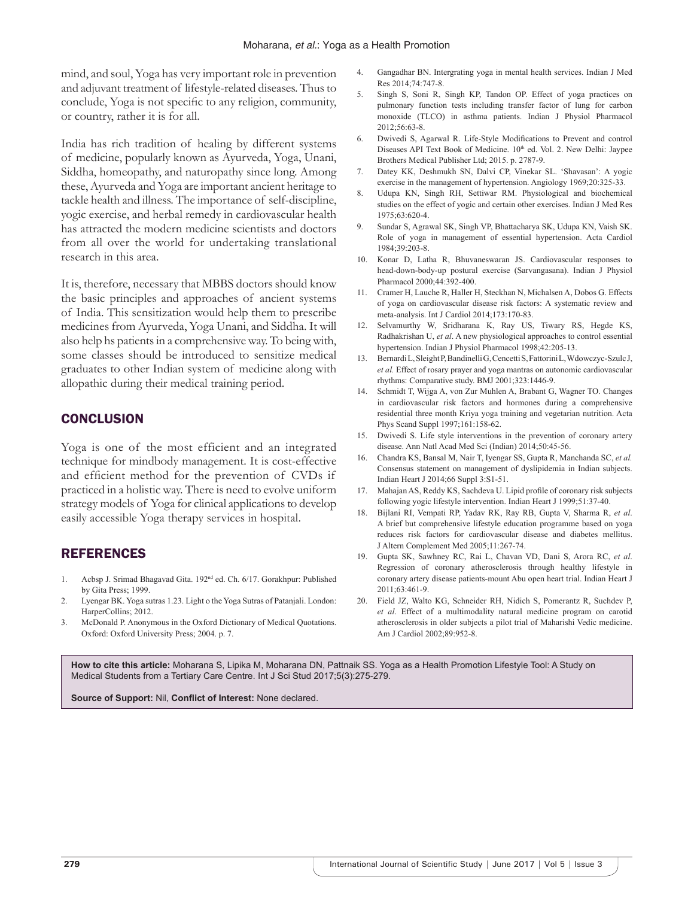mind, and soul, Yoga has very important role in prevention and adjuvant treatment of lifestyle-related diseases. Thus to conclude, Yoga is not specific to any religion, community, or country, rather it is for all.

India has rich tradition of healing by different systems of medicine, popularly known as Ayurveda, Yoga, Unani, Siddha, homeopathy, and naturopathy since long. Among these, Ayurveda and Yoga are important ancient heritage to tackle health and illness. The importance of self-discipline, yogic exercise, and herbal remedy in cardiovascular health has attracted the modern medicine scientists and doctors from all over the world for undertaking translational research in this area.

It is, therefore, necessary that MBBS doctors should know the basic principles and approaches of ancient systems of India. This sensitization would help them to prescribe medicines from Ayurveda, Yoga Unani, and Siddha. It will also help hs patients in a comprehensive way. To being with, some classes should be introduced to sensitize medical graduates to other Indian system of medicine along with allopathic during their medical training period.

## CONCLUSION

Yoga is one of the most efficient and an integrated technique for mindbody management. It is cost-effective and efficient method for the prevention of CVDs if practiced in a holistic way. There is need to evolve uniform strategy models of Yoga for clinical applications to develop easily accessible Yoga therapy services in hospital.

## REFERENCES

1. Acbsp J. Srimad Bhagavad Gita. 192nd ed. Ch. 6/17. Gorakhpur: Published by Gita Press; 1999.
2. Lyengar BK. Yoga sutras 1.23. Light o the Yoga Sutras of Patanjali. London: HarperCollins; 2012.
3. McDonald P. Anonymous in the Oxford Dictionary of Medical Quotations. Oxford: Oxford University Press; 2004. p. 7.
4. Gangadhar BN. Intergrating yoga in mental health services. Indian J Med Res 2014;74:747-8.
5. Singh S, Soni R, Singh KP, Tandon OP. Effect of yoga practices on pulmonary function tests including transfer factor of lung for carbon monoxide (TLCO) in asthma patients. Indian J Physiol Pharmacol 2012;56:63-8.
6. Dwivedi S, Agarwal R. Life-Style Modifications to Prevent and control Diseases API Text Book of Medicine. 10th ed. Vol. 2. New Delhi: Jaypee Brothers Medical Publisher Ltd; 2015. p. 2787-9.
7. Datey KK, Deshmukh SN, Dalvi CP, Vinekar SL. 'Shavasan': A yogic exercise in the management of hypertension. Angiology 1969;20:325-33.
8. Udupa KN, Singh RH, Settiwar RM. Physiological and biochemical studies on the effect of yogic and certain other exercises. Indian J Med Res 1975;63:620-4.
9. Sundar S, Agrawal SK, Singh VP, Bhattacharya SK, Udupa KN, Vaish SK. Role of yoga in management of essential hypertension. Acta Cardiol 1984;39:203-8.
10. Konar D, Latha R, Bhuvaneswaran JS. Cardiovascular responses to head-down-body-up postural exercise (Sarvangasana). Indian J Physiol Pharmacol 2000;44:392-400.
11. Cramer H, Lauche R, Haller H, Steckhan N, Michalsen A, Dobos G. Effects of yoga on cardiovascular disease risk factors: A systematic review and meta-analysis. Int J Cardiol 2014;173:170-83.
12. Selvamurthy W, Sridharana K, Ray US, Tiwary RS, Hegde KS, Radhakrishan U, *et al*. A new physiological approaches to control essential hypertension. Indian J Physiol Pharmacol 1998;42:205-13.
13. Bernardi L, Sleight P, Bandinelli G, Cencetti S, Fattorini L, Wdowczyc-Szulc J, *et al.* Effect of rosary prayer and yoga mantras on autonomic cardiovascular rhythms: Comparative study. BMJ 2001;323:1446-9.
14. Schmidt T, Wijga A, von Zur Muhlen A, Brabant G, Wagner TO. Changes in cardiovascular risk factors and hormones during a comprehensive residential three month Kriya yoga training and vegetarian nutrition. Acta Phys Scand Suppl 1997;161:158-62.
15. Dwivedi S. Life style interventions in the prevention of coronary artery disease. Ann Natl Acad Med Sci (Indian) 2014;50:45-56.
16. Chandra KS, Bansal M, Nair T, Iyengar SS, Gupta R, Manchanda SC, *et al.* Consensus statement on management of dyslipidemia in Indian subjects. Indian Heart J 2014;66 Suppl 3:S1-51.
17. Mahajan AS, Reddy KS, Sachdeva U. Lipid profile of coronary risk subjects following yogic lifestyle intervention. Indian Heart J 1999;51:37-40.
18. Bijlani RI, Vempati RP, Yadav RK, Ray RB, Gupta V, Sharma R, *et al*. A brief but comprehensive lifestyle education programme based on yoga reduces risk factors for cardiovascular disease and diabetes mellitus. J Altern Complement Med 2005;11:267-74.
19. Gupta SK, Sawhney RC, Rai L, Chavan VD, Dani S, Arora RC, *et al*. Regression of coronary atherosclerosis through healthy lifestyle in coronary artery disease patients-mount Abu open heart trial. Indian Heart J 2011;63:461-9.
20. Field JZ, Walto KG, Schneider RH, Nidich S, Pomerantz R, Suchdev P, *et al*. Effect of a multimodality natural medicine program on carotid atherosclerosis in older subjects a pilot trial of Maharishi Vedic medicine. Am J Cardiol 2002;89:952-8.

**How to cite this article:** Moharana S, Lipika M, Moharana DN, Pattnaik SS. Yoga as a Health Promotion Lifestyle Tool: A Study on Medical Students from a Tertiary Care Centre. Int J Sci Stud 2017;5(3):275-279.

**Source of Support:** Nil, **Conflict of Interest:** None declared.